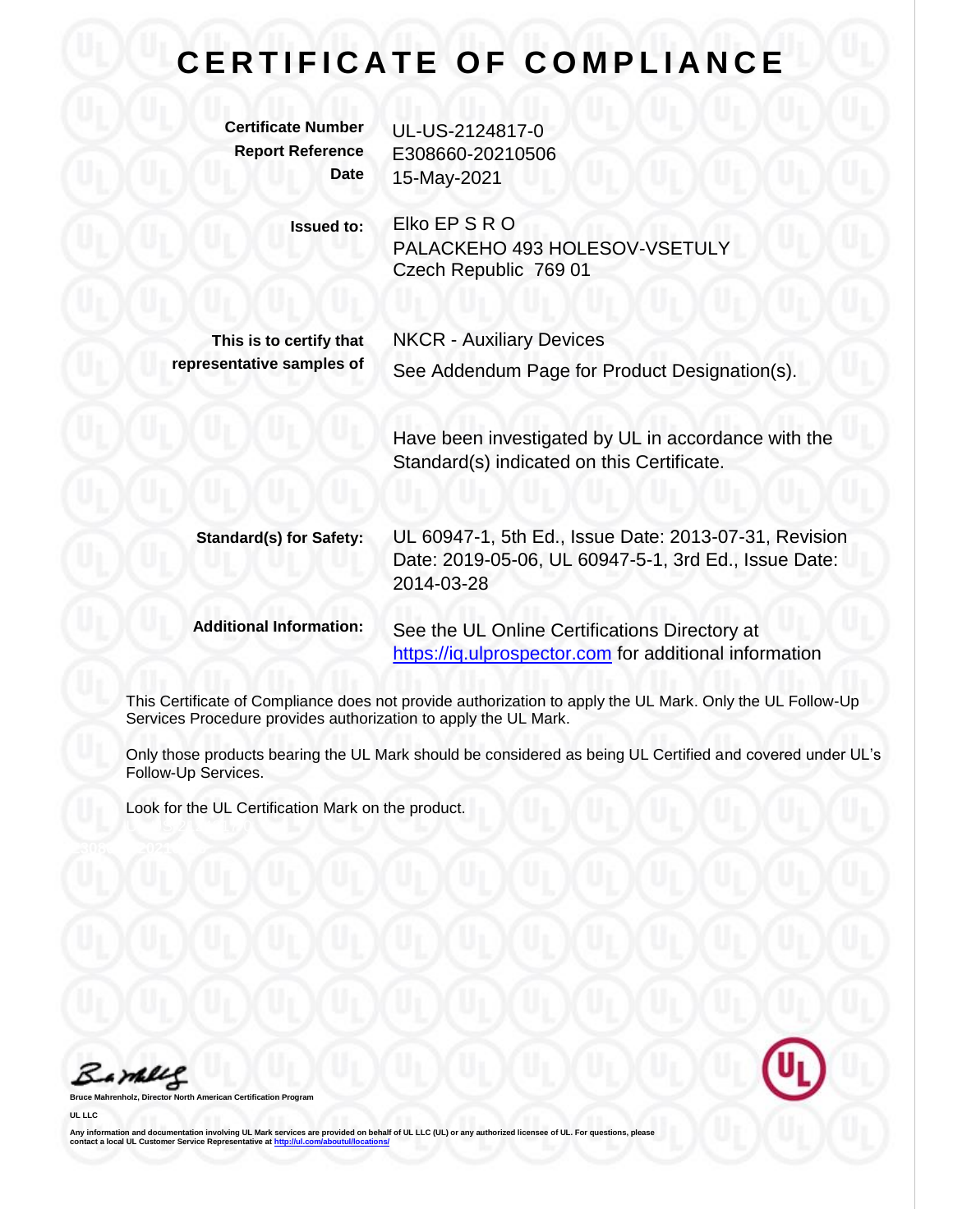# CERTIFICATE OF COMPLIANCE

**Certificate Number** UL-US-2124817-0
**Report Reference** E308660-20210506
**Date** 15-May-2021

**Issued to:** Elko EP S R O
PALACKEHO 493 HOLESOV-VSETULY
Czech Republic 769 01

**This is to certify that representative samples of** NKCR - Auxiliary Devices
See Addendum Page for Product Designation(s).

Have been investigated by UL in accordance with the Standard(s) indicated on this Certificate.

**Standard(s) for Safety:** UL 60947-1, 5th Ed., Issue Date: 2013-07-31, Revision Date: 2019-05-06, UL 60947-5-1, 3rd Ed., Issue Date: 2014-03-28

**Additional Information:** See the UL Online Certifications Directory at https://iq.ulprospector.com for additional information

This Certificate of Compliance does not provide authorization to apply the UL Mark. Only the UL Follow-Up Services Procedure provides authorization to apply the UL Mark.

Only those products bearing the UL Mark should be considered as being UL Certified and covered under UL's Follow-Up Services.

Look for the UL Certification Mark on the product.

Bruce Mahrenholz, Director North American Certification Program

UL LLC

Any information and documentation involving UL Mark services are provided on behalf of UL LLC (UL) or any authorized licensee of UL. For questions, please contact a local UL Customer Service Representative at http://ul.com/aboutul/locations/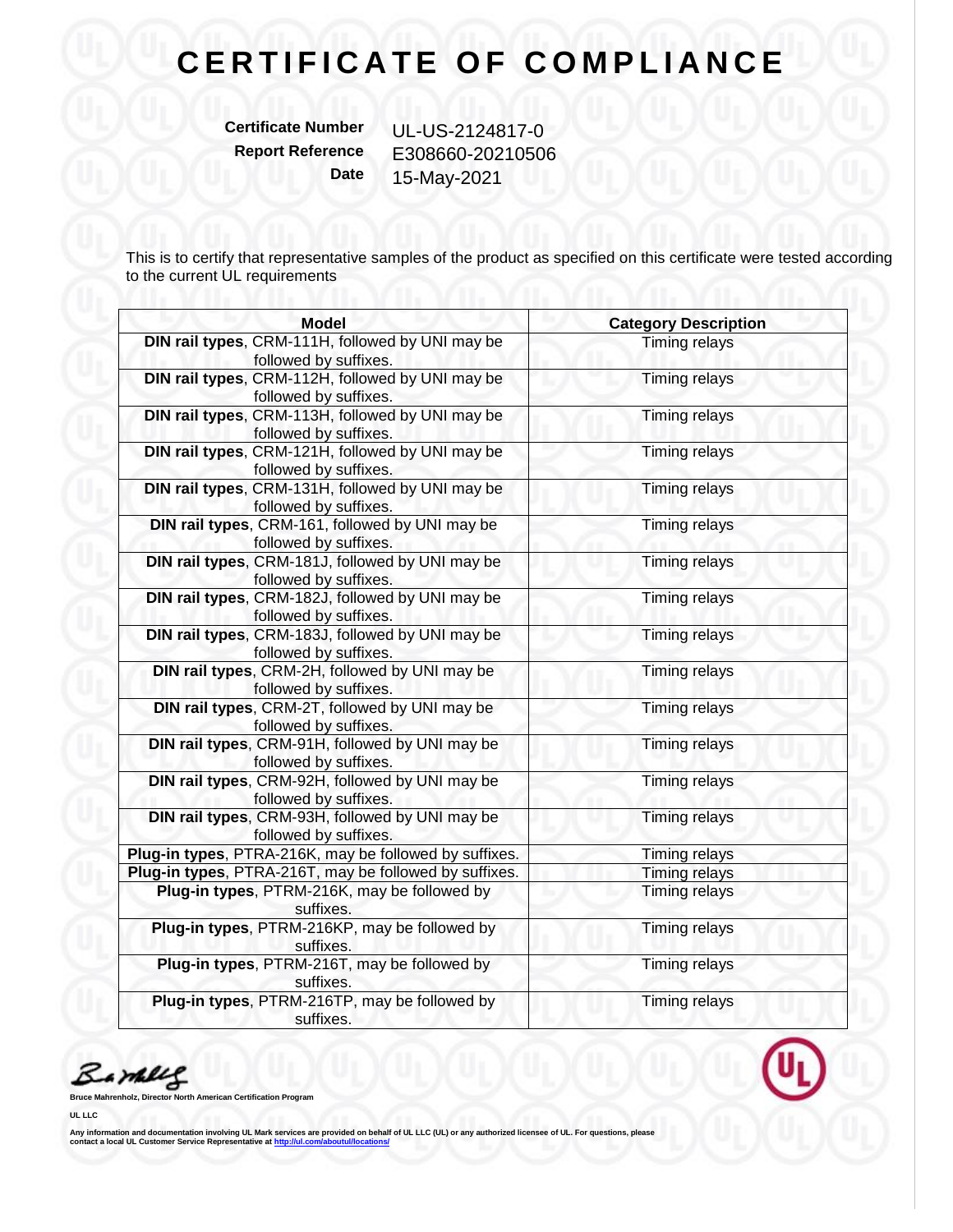# CERTIFICATE OF COMPLIANCE

**Certificate Number** UL-US-2124817-0
**Report Reference** E308660-20210506
**Date** 15-May-2021

This is to certify that representative samples of the product as specified on this certificate were tested according to the current UL requirements

| Model | Category Description |
|---|---|
| **DIN rail types**, CRM-111H, followed by UNI may be followed by suffixes. | Timing relays |
| **DIN rail types**, CRM-112H, followed by UNI may be followed by suffixes. | Timing relays |
| **DIN rail types**, CRM-113H, followed by UNI may be followed by suffixes. | Timing relays |
| **DIN rail types**, CRM-121H, followed by UNI may be followed by suffixes. | Timing relays |
| **DIN rail types**, CRM-131H, followed by UNI may be followed by suffixes. | Timing relays |
| **DIN rail types**, CRM-161, followed by UNI may be followed by suffixes. | Timing relays |
| **DIN rail types**, CRM-181J, followed by UNI may be followed by suffixes. | Timing relays |
| **DIN rail types**, CRM-182J, followed by UNI may be followed by suffixes. | Timing relays |
| **DIN rail types**, CRM-183J, followed by UNI may be followed by suffixes. | Timing relays |
| **DIN rail types**, CRM-2H, followed by UNI may be followed by suffixes. | Timing relays |
| **DIN rail types**, CRM-2T, followed by UNI may be followed by suffixes. | Timing relays |
| **DIN rail types**, CRM-91H, followed by UNI may be followed by suffixes. | Timing relays |
| **DIN rail types**, CRM-92H, followed by UNI may be followed by suffixes. | Timing relays |
| **DIN rail types**, CRM-93H, followed by UNI may be followed by suffixes. | Timing relays |
| **Plug-in types**, PTRA-216K, may be followed by suffixes. | Timing relays |
| **Plug-in types**, PTRA-216T, may be followed by suffixes. | Timing relays |
| **Plug-in types**, PTRM-216K, may be followed by suffixes. | Timing relays |
| **Plug-in types**, PTRM-216KP, may be followed by suffixes. | Timing relays |
| **Plug-in types**, PTRM-216T, may be followed by suffixes. | Timing relays |
| **Plug-in types**, PTRM-216TP, may be followed by suffixes. | Timing relays |

**Bruce Mahrenholz, Director North American Certification Program**

**UL LLC**

**Any information and documentation involving UL Mark services are provided on behalf of UL LLC (UL) or any authorized licensee of UL. For questions, please contact a local UL Customer Service Representative at http://ul.com/aboutul/locations/**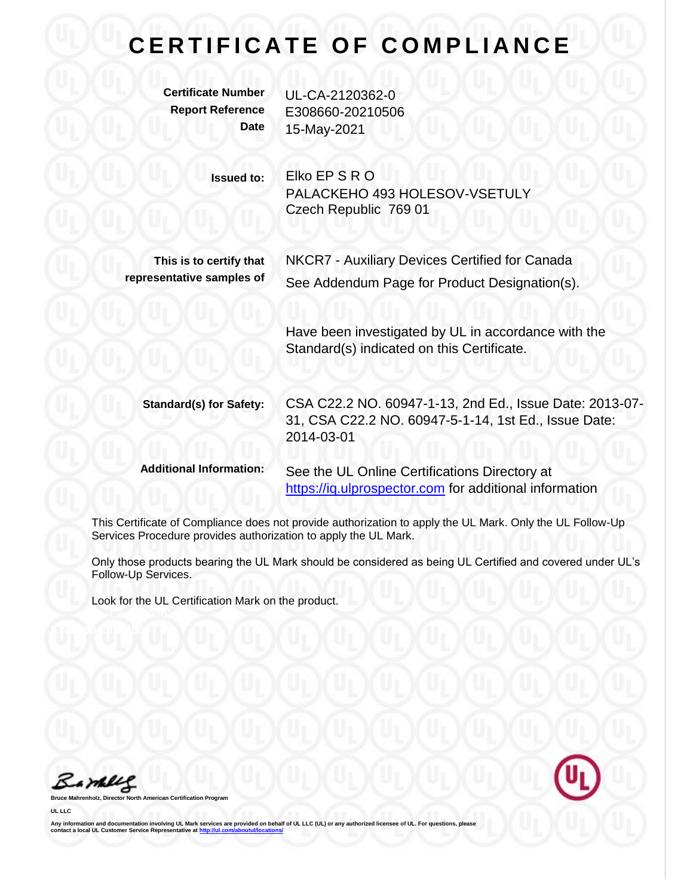# CERTIFICATE OF COMPLIANCE

**Certificate Number** UL-CA-2120362-0
**Report Reference** E308660-20210506
**Date** 15-May-2021

**Issued to:** Elko EP S R O
PALACKEHO 493 HOLESOV-VSETULY
Czech Republic 769 01

**This is to certify that representative samples of** NKCR7 - Auxiliary Devices Certified for Canada
See Addendum Page for Product Designation(s).

Have been investigated by UL in accordance with the Standard(s) indicated on this Certificate.

**Standard(s) for Safety:** CSA C22.2 NO. 60947-1-13, 2nd Ed., Issue Date: 2013-07-31, CSA C22.2 NO. 60947-5-1-14, 1st Ed., Issue Date: 2014-03-01

**Additional Information:** See the UL Online Certifications Directory at https://iq.ulprospector.com for additional information

This Certificate of Compliance does not provide authorization to apply the UL Mark. Only the UL Follow-Up Services Procedure provides authorization to apply the UL Mark.

Only those products bearing the UL Mark should be considered as being UL Certified and covered under UL's Follow-Up Services.

Look for the UL Certification Mark on the product.

**Bruce Mahrenholz, Director North American Certification Program**

**UL LLC**

**Any information and documentation involving UL Mark services are provided on behalf of UL LLC (UL) or any authorized licensee of UL. For questions, please contact a local UL Customer Service Representative at http://ul.com/aboutul/locations/**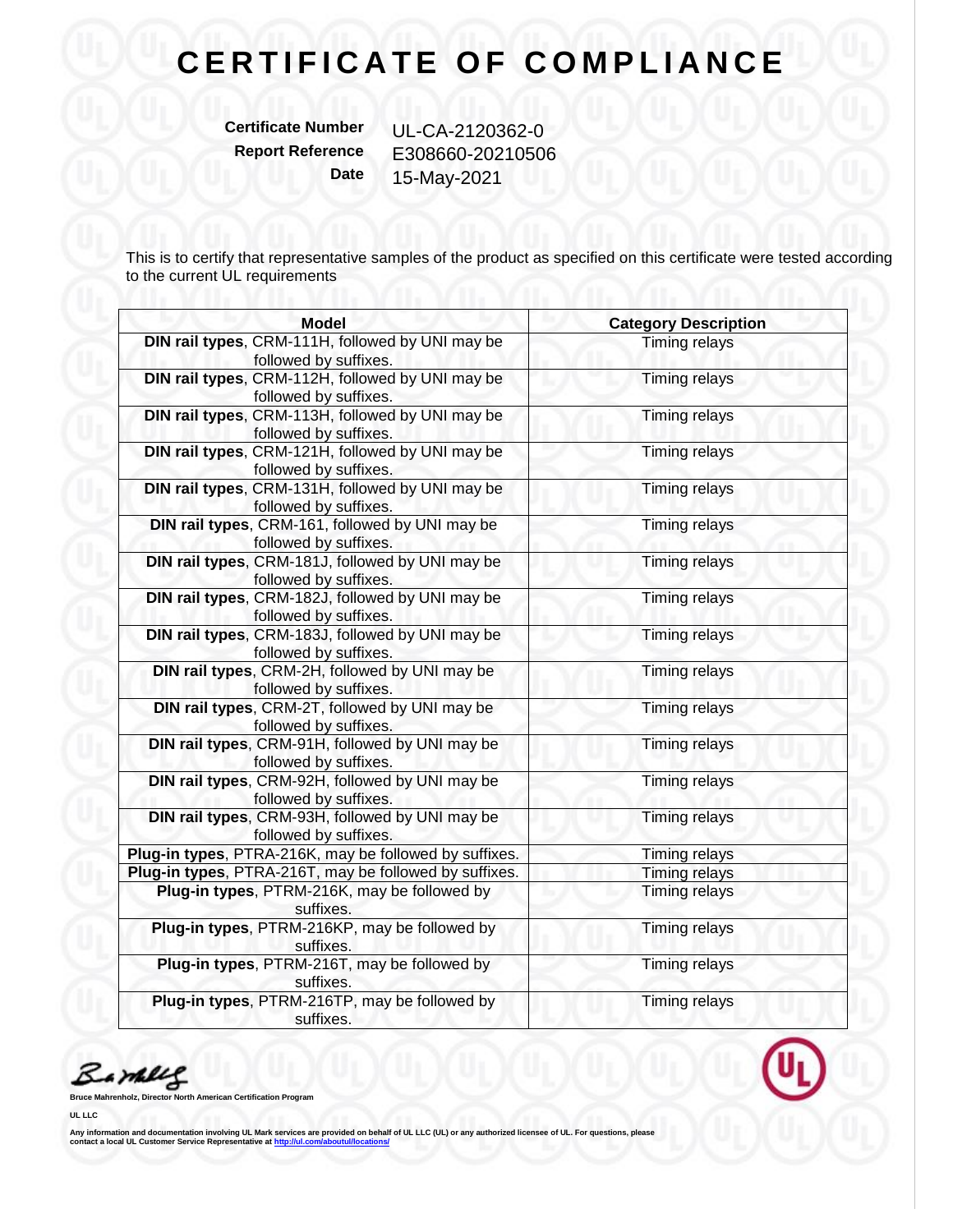# CERTIFICATE OF COMPLIANCE

**Certificate Number** UL-CA-2120362-0
**Report Reference** E308660-20210506
**Date** 15-May-2021

This is to certify that representative samples of the product as specified on this certificate were tested according to the current UL requirements

| Model | Category Description |
| --- | --- |
| **DIN rail types**, CRM-111H, followed by UNI may be followed by suffixes. | Timing relays |
| **DIN rail types**, CRM-112H, followed by UNI may be followed by suffixes. | Timing relays |
| **DIN rail types**, CRM-113H, followed by UNI may be followed by suffixes. | Timing relays |
| **DIN rail types**, CRM-121H, followed by UNI may be followed by suffixes. | Timing relays |
| **DIN rail types**, CRM-131H, followed by UNI may be followed by suffixes. | Timing relays |
| **DIN rail types**, CRM-161, followed by UNI may be followed by suffixes. | Timing relays |
| **DIN rail types**, CRM-181J, followed by UNI may be followed by suffixes. | Timing relays |
| **DIN rail types**, CRM-182J, followed by UNI may be followed by suffixes. | Timing relays |
| **DIN rail types**, CRM-183J, followed by UNI may be followed by suffixes. | Timing relays |
| **DIN rail types**, CRM-2H, followed by UNI may be followed by suffixes. | Timing relays |
| **DIN rail types**, CRM-2T, followed by UNI may be followed by suffixes. | Timing relays |
| **DIN rail types**, CRM-91H, followed by UNI may be followed by suffixes. | Timing relays |
| **DIN rail types**, CRM-92H, followed by UNI may be followed by suffixes. | Timing relays |
| **DIN rail types**, CRM-93H, followed by UNI may be followed by suffixes. | Timing relays |
| **Plug-in types**, PTRA-216K, may be followed by suffixes. | Timing relays |
| **Plug-in types**, PTRA-216T, may be followed by suffixes. | Timing relays |
| **Plug-in types**, PTRM-216K, may be followed by suffixes. | Timing relays |
| **Plug-in types**, PTRM-216KP, may be followed by suffixes. | Timing relays |
| **Plug-in types**, PTRM-216T, may be followed by suffixes. | Timing relays |
| **Plug-in types**, PTRM-216TP, may be followed by suffixes. | Timing relays |

**Bruce Mahrenholz, Director North American Certification Program**

**UL LLC**

**Any information and documentation involving UL Mark services are provided on behalf of UL LLC (UL) or any authorized licensee of UL. For questions, please contact a local UL Customer Service Representative at http://ul.com/aboutul/locations/**